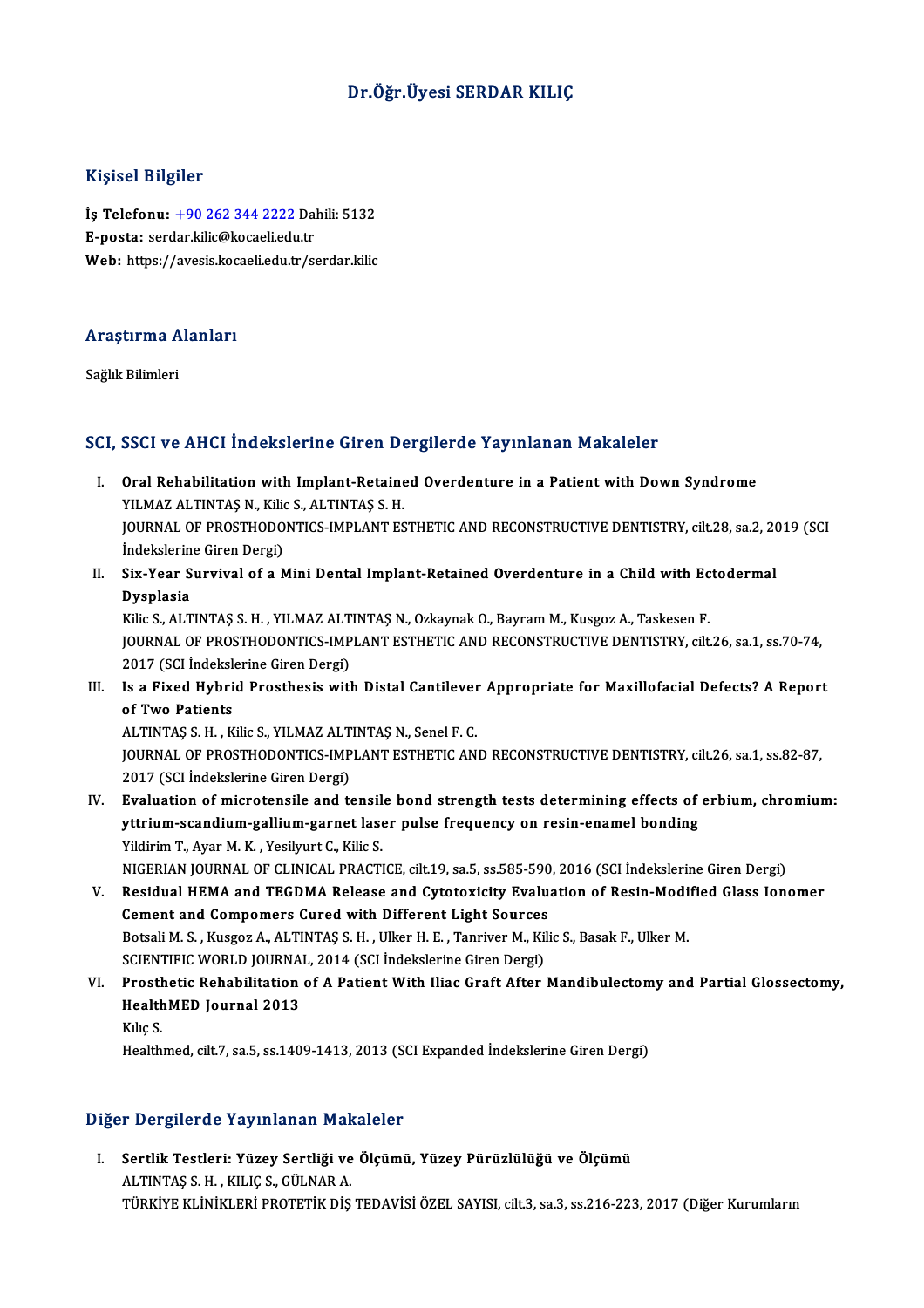# Dr.Öğr.Üyesi SERDAR KILIÇ

## Kişisel Bilgiler

**İş Telefonu:** +90 262 344 2222 Dahili: 5132
**E-posta:** serdar.kilic@kocaeli.edu.tr
**Web:** https://avesis.kocaeli.edu.tr/serdar.kilic

## Araştırma Alanları

Sağlık Bilimleri

## SCI, SSCI ve AHCI İndekslerine Giren Dergilerde Yayınlanan Makaleler

I. **Oral Rehabilitation with Implant-Retained Overdenture in a Patient with Down Syndrome**
YILMAZ ALTINTAŞ N., Kilic S., ALTINTAŞ S. H.
JOURNAL OF PROSTHODONTICS-IMPLANT ESTHETIC AND RECONSTRUCTIVE DENTISTRY, cilt.28, sa.2, 2019 (SCI İndekslerine Giren Dergi)

II. **Six-Year Survival of a Mini Dental Implant-Retained Overdenture in a Child with Ectodermal Dysplasia**
Kilic S., ALTINTAŞ S. H. , YILMAZ ALTINTAŞ N., Ozkaynak O., Bayram M., Kusgoz A., Taskesen F.
JOURNAL OF PROSTHODONTICS-IMPLANT ESTHETIC AND RECONSTRUCTIVE DENTISTRY, cilt.26, sa.1, ss.70-74, 2017 (SCI İndekslerine Giren Dergi)

III. **Is a Fixed Hybrid Prosthesis with Distal Cantilever Appropriate for Maxillofacial Defects? A Report of Two Patients**
ALTINTAŞ S. H. , Kilic S., YILMAZ ALTINTAŞ N., Senel F. C.
JOURNAL OF PROSTHODONTICS-IMPLANT ESTHETIC AND RECONSTRUCTIVE DENTISTRY, cilt.26, sa.1, ss.82-87, 2017 (SCI İndekslerine Giren Dergi)

IV. **Evaluation of microtensile and tensile bond strength tests determining effects of erbium, chromium: yttrium-scandium-gallium-garnet laser pulse frequency on resin-enamel bonding**
Yildirim T., Ayar M. K. , Yesilyurt C., Kilic S.
NIGERIAN JOURNAL OF CLINICAL PRACTICE, cilt.19, sa.5, ss.585-590, 2016 (SCI İndekslerine Giren Dergi)

V. **Residual HEMA and TEGDMA Release and Cytotoxicity Evaluation of Resin-Modified Glass Ionomer Cement and Compomers Cured with Different Light Sources**
Botsali M. S. , Kusgoz A., ALTINTAŞ S. H. , Ulker H. E. , Tanriver M., Kilic S., Basak F., Ulker M.
SCIENTIFIC WORLD JOURNAL, 2014 (SCI İndekslerine Giren Dergi)

VI. **Prosthetic Rehabilitation of A Patient With Iliac Graft After Mandibulectomy and Partial Glossectomy, HealthMED Journal 2013**
Kılıç S.
Healthmed, cilt.7, sa.5, ss.1409-1413, 2013 (SCI Expanded İndekslerine Giren Dergi)

## Diğer Dergilerde Yayınlanan Makaleler

I. **Sertlik Testleri: Yüzey Sertliği ve Ölçümü, Yüzey Pürüzlülüğü ve Ölçümü**
ALTINTAŞ S. H. , KILIÇ S., GÜLNAR A.
TÜRKİYE KLİNİKLERİ PROTETİK DİŞ TEDAVİSİ ÖZEL SAYISI, cilt.3, sa.3, ss.216-223, 2017 (Diğer Kurumların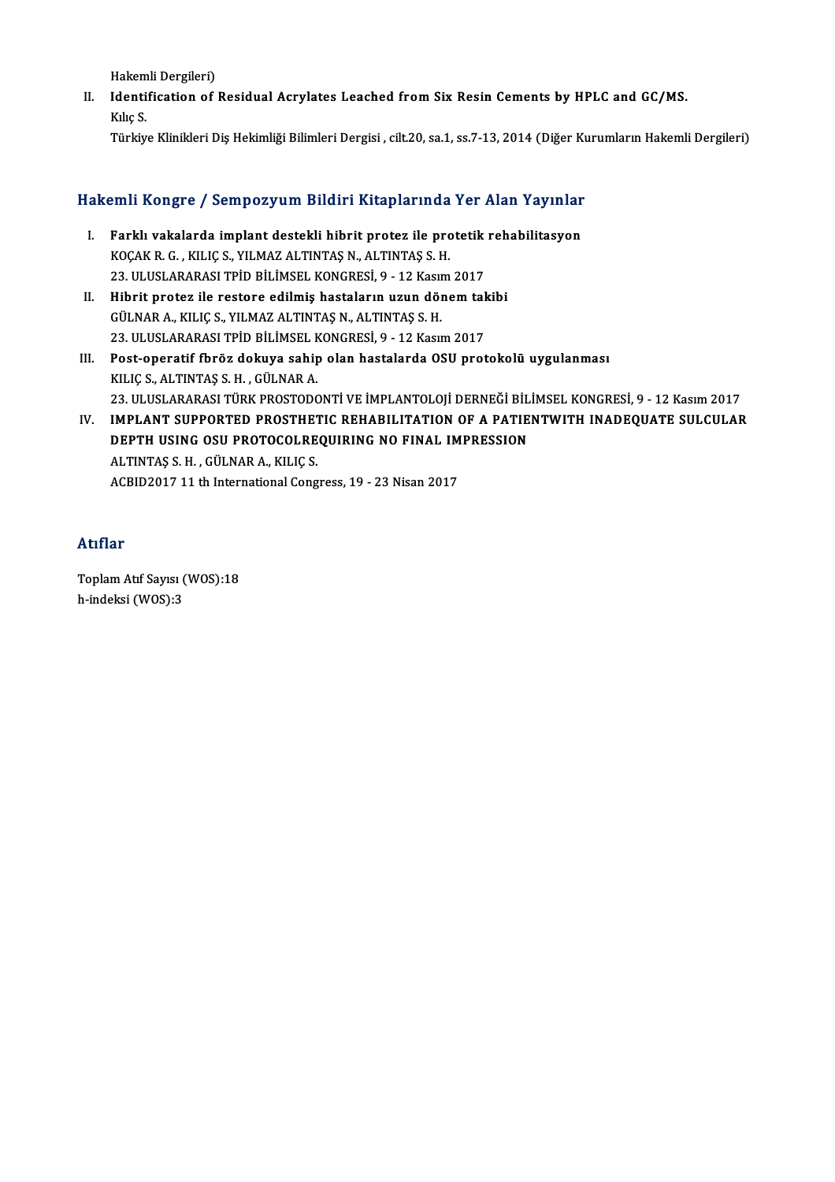Hakemli Dergileri)

II. **Identification of Residual Acrylates Leached from Six Resin Cements by HPLC and GC/MS.**
Kılıç S.
Türkiye Klinikleri Diş Hekimliği Bilimleri Dergisi , cilt.20, sa.1, ss.7-13, 2014 (Diğer Kurumların Hakemli Dergileri)

## Hakemli Kongre / Sempozyum Bildiri Kitaplarında Yer Alan Yayınlar

I. **Farklı vakalarda implant destekli hibrit protez ile protetik rehabilitasyon**
KOÇAK R. G. , KILIÇ S., YILMAZ ALTINTAŞ N., ALTINTAŞ S. H.
23. ULUSLARARASI TPİD BİLİMSEL KONGRESİ, 9 - 12 Kasım 2017

II. **Hibrit protez ile restore edilmiş hastaların uzun dönem takibi**
GÜLNAR A., KILIÇ S., YILMAZ ALTINTAŞ N., ALTINTAŞ S. H.
23. ULUSLARARASI TPİD BİLİMSEL KONGRESİ, 9 - 12 Kasım 2017

III. **Post-operatif fbröz dokuya sahip olan hastalarda OSU protokolü uygulanması**
KILIÇ S., ALTINTAŞ S. H. , GÜLNAR A.
23. ULUSLARARASI TÜRK PROSTODONTİ VE İMPLANTOLOJİ DERNEĞİ BİLİMSEL KONGRESİ, 9 - 12 Kasım 2017

IV. **IMPLANT SUPPORTED PROSTHETIC REHABILITATION OF A PATIENTWITH INADEQUATE SULCULAR DEPTH USING OSU PROTOCOLREQUIRING NO FINAL IMPRESSION**
ALTINTAŞ S. H. , GÜLNAR A., KILIÇ S.
ACBID2017 11 th International Congress, 19 - 23 Nisan 2017

## Atıflar

Toplam Atıf Sayısı (WOS):18
h-indeksi (WOS):3